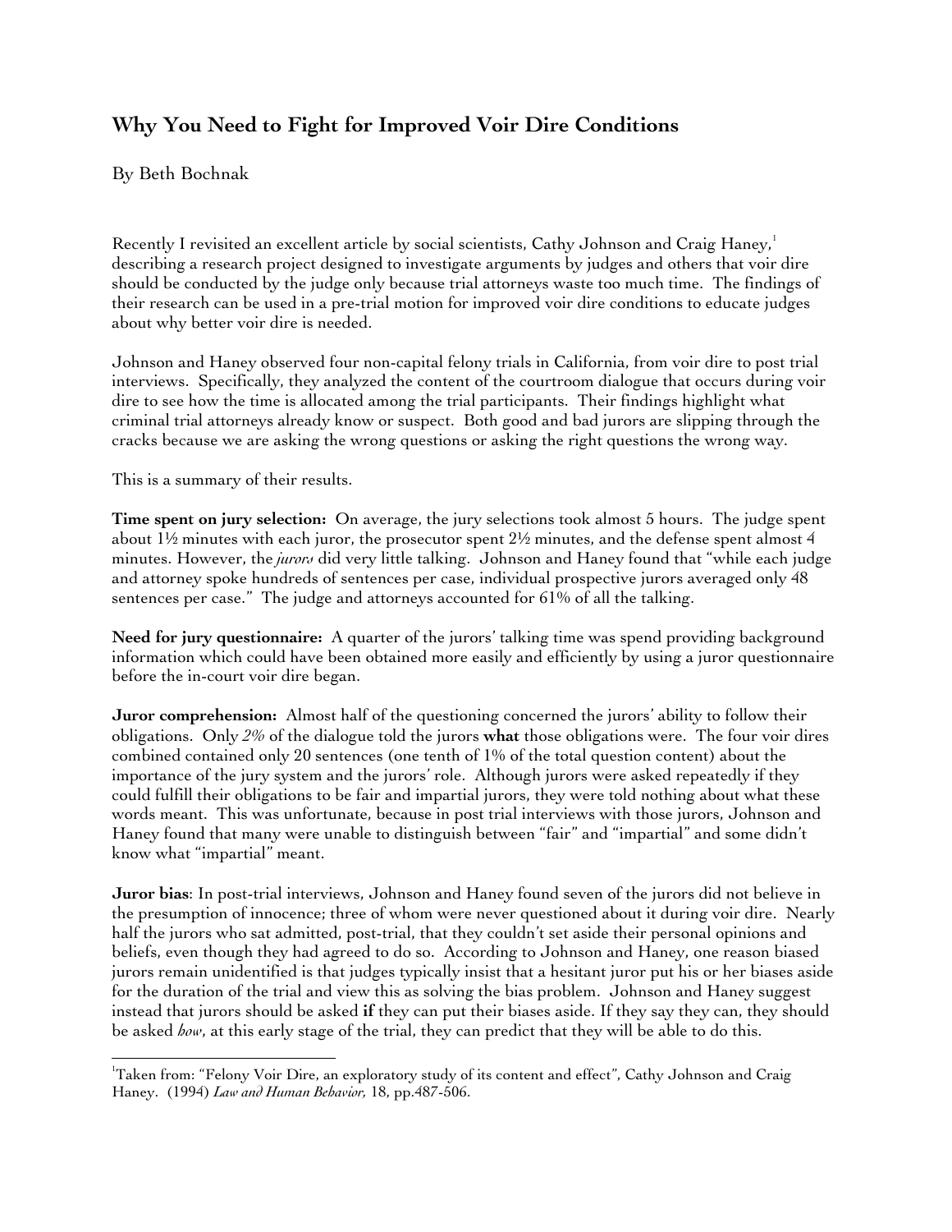## Why You Need to Fight for Improved Voir Dire Conditions

By Beth Bochnak

Recently I revisited an excellent article by social scientists, Cathy Johnson and Craig Haney,[1] describing a research project designed to investigate arguments by judges and others that voir dire should be conducted by the judge only because trial attorneys waste too much time. The findings of their research can be used in a pre-trial motion for improved voir dire conditions to educate judges about why better voir dire is needed.

Johnson and Haney observed four non-capital felony trials in California, from voir dire to post trial interviews. Specifically, they analyzed the content of the courtroom dialogue that occurs during voir dire to see how the time is allocated among the trial participants. Their findings highlight what criminal trial attorneys already know or suspect. Both good and bad jurors are slipping through the cracks because we are asking the wrong questions or asking the right questions the wrong way.

This is a summary of their results.

**Time spent on jury selection:** On average, the jury selections took almost 5 hours. The judge spent about 1½ minutes with each juror, the prosecutor spent 2½ minutes, and the defense spent almost 4 minutes. However, the *jurors* did very little talking. Johnson and Haney found that "while each judge and attorney spoke hundreds of sentences per case, individual prospective jurors averaged only 48 sentences per case." The judge and attorneys accounted for 61% of all the talking.

**Need for jury questionnaire:** A quarter of the jurors' talking time was spend providing background information which could have been obtained more easily and efficiently by using a juror questionnaire before the in-court voir dire began.

**Juror comprehension:** Almost half of the questioning concerned the jurors' ability to follow their obligations. Only *2%* of the dialogue told the jurors **what** those obligations were. The four voir dires combined contained only 20 sentences (one tenth of 1% of the total question content) about the importance of the jury system and the jurors' role. Although jurors were asked repeatedly if they could fulfill their obligations to be fair and impartial jurors, they were told nothing about what these words meant. This was unfortunate, because in post trial interviews with those jurors, Johnson and Haney found that many were unable to distinguish between "fair" and "impartial" and some didn't know what "impartial" meant.

**Juror bias**: In post-trial interviews, Johnson and Haney found seven of the jurors did not believe in the presumption of innocence; three of whom were never questioned about it during voir dire. Nearly half the jurors who sat admitted, post-trial, that they couldn't set aside their personal opinions and beliefs, even though they had agreed to do so. According to Johnson and Haney, one reason biased jurors remain unidentified is that judges typically insist that a hesitant juror put his or her biases aside for the duration of the trial and view this as solving the bias problem. Johnson and Haney suggest instead that jurors should be asked **if** they can put their biases aside. If they say they can, they should be asked *how*, at this early stage of the trial, they can predict that they will be able to do this.

---

[1] Taken from: "Felony Voir Dire, an exploratory study of its content and effect", Cathy Johnson and Craig Haney. (1994) *Law and Human Behavior,* 18, pp.487-506.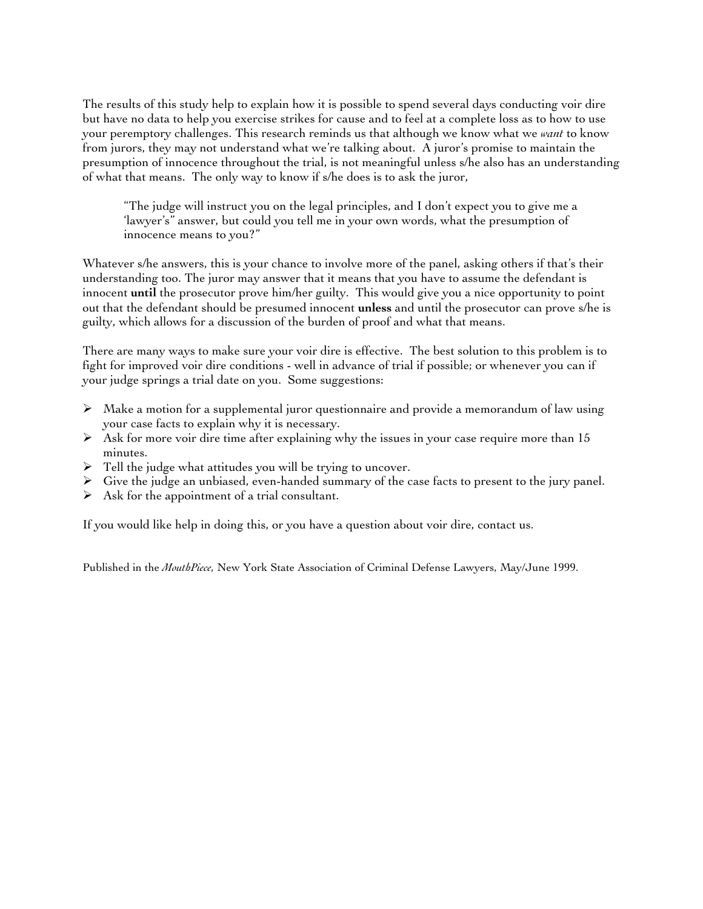The results of this study help to explain how it is possible to spend several days conducting voir dire but have no data to help you exercise strikes for cause and to feel at a complete loss as to how to use your peremptory challenges. This research reminds us that although we know what we *want* to know from jurors, they may not understand what we're talking about. A juror's promise to maintain the presumption of innocence throughout the trial, is not meaningful unless s/he also has an understanding of what that means. The only way to know if s/he does is to ask the juror,

> "The judge will instruct you on the legal principles, and I don't expect you to give me a 'lawyer's" answer, but could you tell me in your own words, what the presumption of innocence means to you?"

Whatever s/he answers, this is your chance to involve more of the panel, asking others if that's their understanding too. The juror may answer that it means that you have to assume the defendant is innocent **until** the prosecutor prove him/her guilty. This would give you a nice opportunity to point out that the defendant should be presumed innocent **unless** and until the prosecutor can prove s/he is guilty, which allows for a discussion of the burden of proof and what that means.

There are many ways to make sure your voir dire is effective. The best solution to this problem is to fight for improved voir dire conditions - well in advance of trial if possible; or whenever you can if your judge springs a trial date on you. Some suggestions:

- Make a motion for a supplemental juror questionnaire and provide a memorandum of law using your case facts to explain why it is necessary.
- Ask for more voir dire time after explaining why the issues in your case require more than 15 minutes.
- Tell the judge what attitudes you will be trying to uncover.
- Give the judge an unbiased, even-handed summary of the case facts to present to the jury panel.
- Ask for the appointment of a trial consultant.

If you would like help in doing this, or you have a question about voir dire, contact us.

Published in the *MouthPiece,* New York State Association of Criminal Defense Lawyers, May/June 1999.